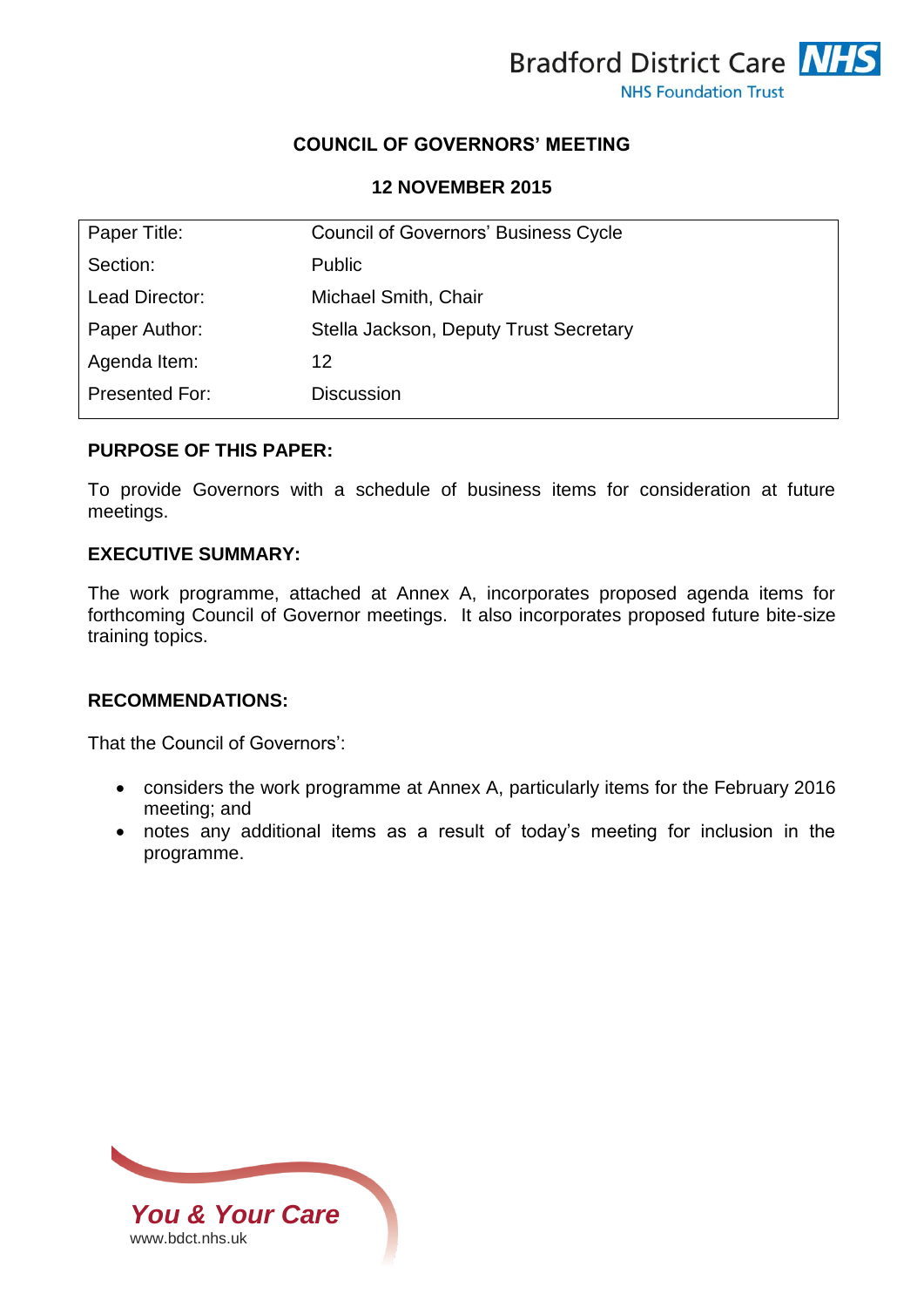Bradford District Care NHS Foundation Trust

# COUNCIL OF GOVERNORS' MEETING

## 12 NOVEMBER 2015

| Paper Title: | Council of Governors' Business Cycle |
|---|---|
| Section: | Public |
| Lead Director: | Michael Smith, Chair |
| Paper Author: | Stella Jackson, Deputy Trust Secretary |
| Agenda Item: | 12 |
| Presented For: | Discussion |

### PURPOSE OF THIS PAPER:

To provide Governors with a schedule of business items for consideration at future meetings.

### EXECUTIVE SUMMARY:

The work programme, attached at Annex A, incorporates proposed agenda items for forthcoming Council of Governor meetings. It also incorporates proposed future bite-size training topics.

### RECOMMENDATIONS:

That the Council of Governors':

- considers the work programme at Annex A, particularly items for the February 2016 meeting; and
- notes any additional items as a result of today's meeting for inclusion in the programme.

*You & Your Care*
www.bdct.nhs.uk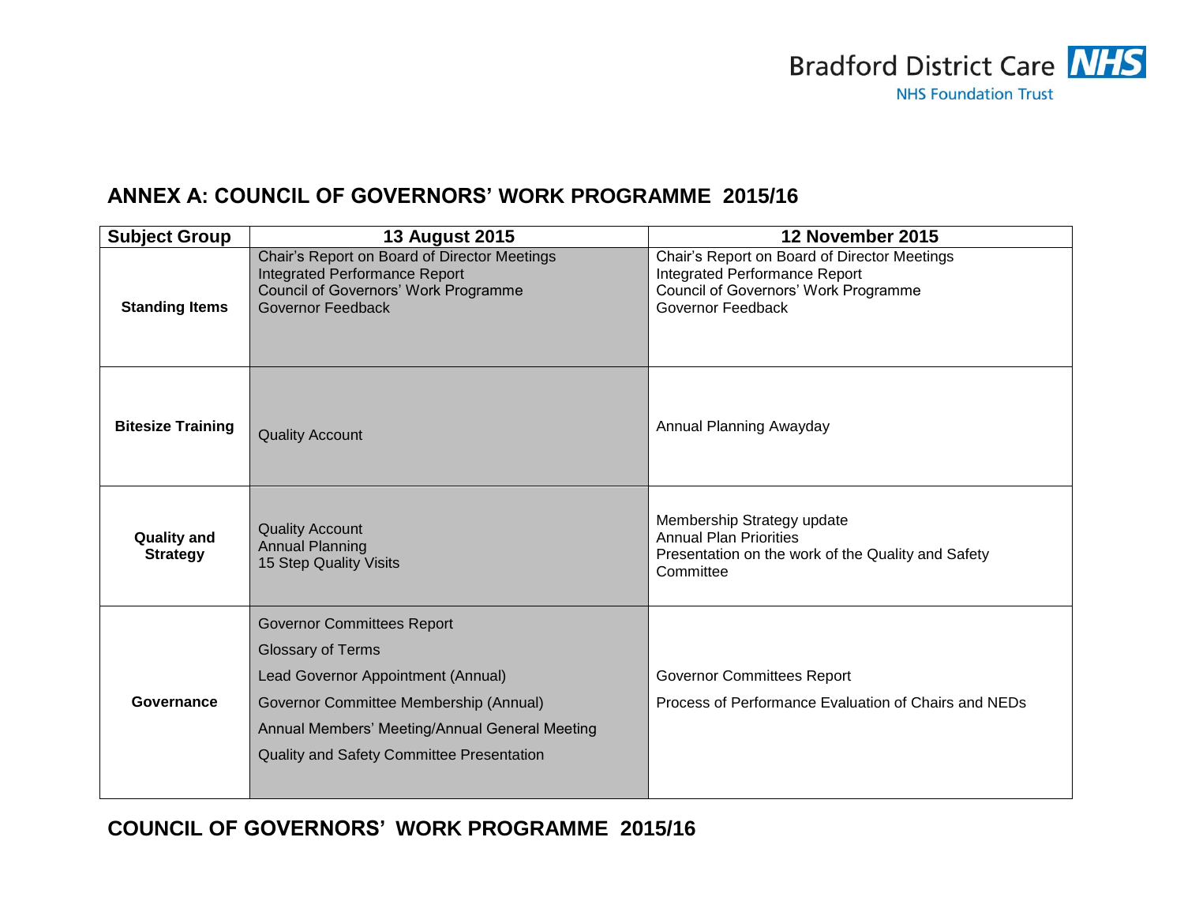## ANNEX A: COUNCIL OF GOVERNORS' WORK PROGRAMME 2015/16

| Subject Group | 13 August 2015 | 12 November 2015 |
|---|---|---|
| **Standing Items** | Chair's Report on Board of Director Meetings<br>Integrated Performance Report<br>Council of Governors' Work Programme<br>Governor Feedback | Chair's Report on Board of Director Meetings<br>Integrated Performance Report<br>Council of Governors' Work Programme<br>Governor Feedback |
| **Bitesize Training** | Quality Account | Annual Planning Awayday |
| **Quality and Strategy** | Quality Account<br>Annual Planning<br>15 Step Quality Visits | Membership Strategy update<br>Annual Plan Priorities<br>Presentation on the work of the Quality and Safety Committee |
| **Governance** | Governor Committees Report<br>Glossary of Terms<br>Lead Governor Appointment (Annual)<br>Governor Committee Membership (Annual)<br>Annual Members' Meeting/Annual General Meeting<br>Quality and Safety Committee Presentation | Governor Committees Report<br>Process of Performance Evaluation of Chairs and NEDs |

## COUNCIL OF GOVERNORS' WORK PROGRAMME 2015/16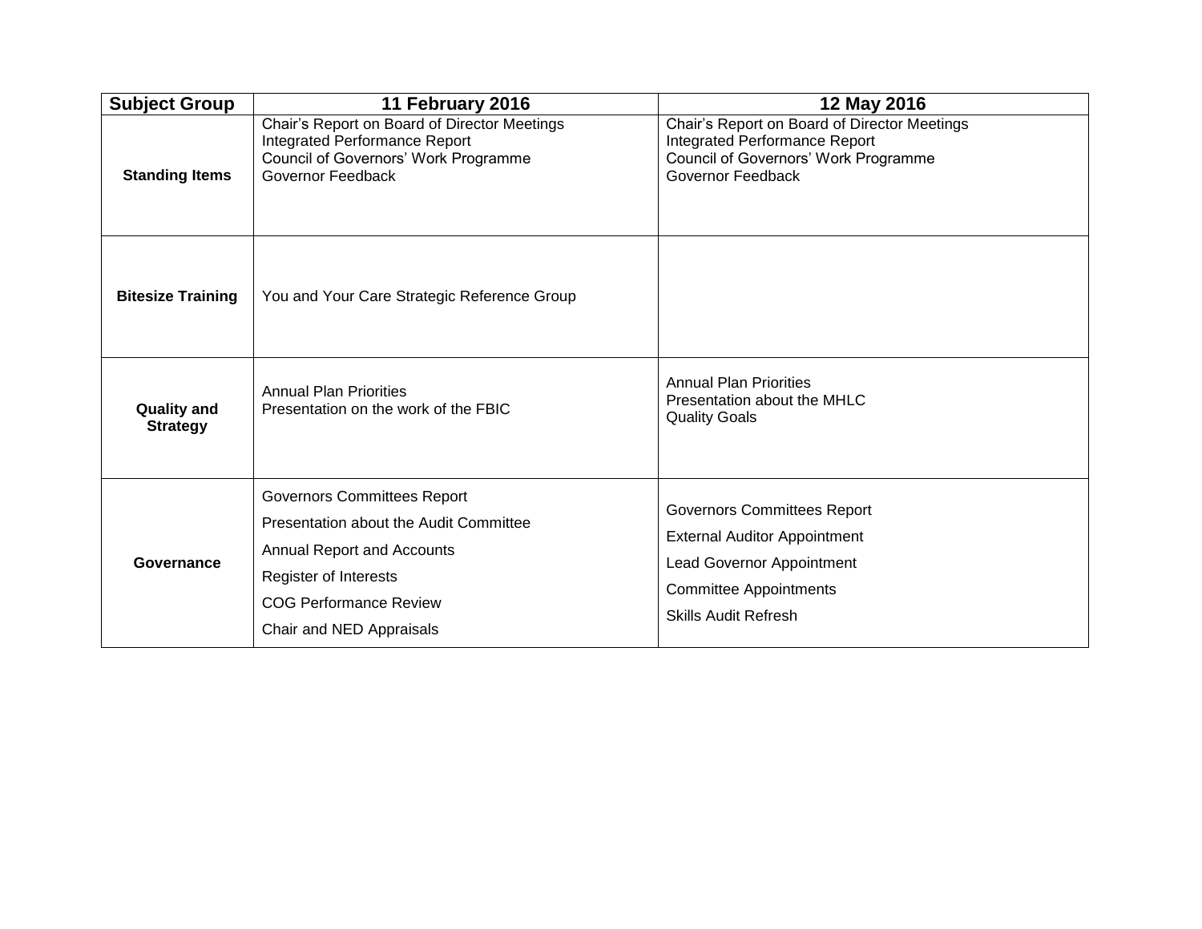| Subject Group | 11 February 2016 | 12 May 2016 |
|---|---|---|
| **Standing Items** | Chair's Report on Board of Director Meetings<br>Integrated Performance Report<br>Council of Governors' Work Programme<br>Governor Feedback | Chair's Report on Board of Director Meetings<br>Integrated Performance Report<br>Council of Governors' Work Programme<br>Governor Feedback |
| **Bitesize Training** | You and Your Care Strategic Reference Group | |
| **Quality and Strategy** | Annual Plan Priorities<br>Presentation on the work of the FBIC | Annual Plan Priorities<br>Presentation about the MHLC<br>Quality Goals |
| **Governance** | Governors Committees Report<br>Presentation about the Audit Committee<br>Annual Report and Accounts<br>Register of Interests<br>COG Performance Review<br>Chair and NED Appraisals | Governors Committees Report<br>External Auditor Appointment<br>Lead Governor Appointment<br>Committee Appointments<br>Skills Audit Refresh |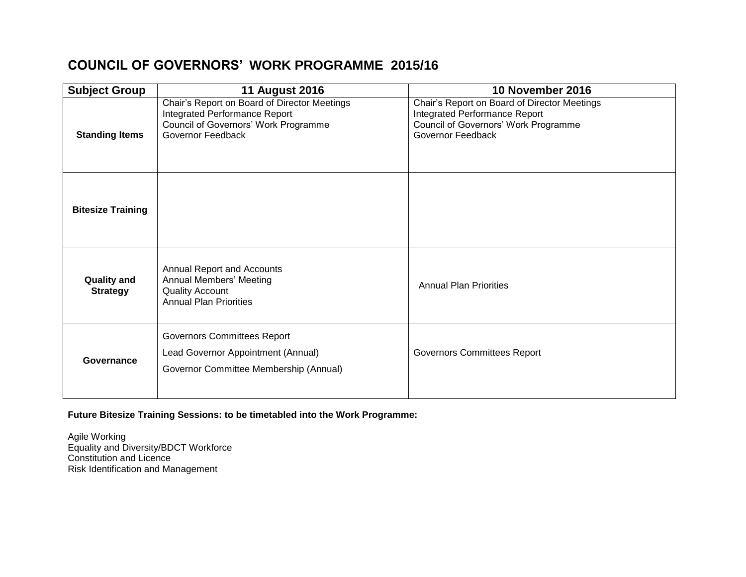# COUNCIL OF GOVERNORS' WORK PROGRAMME 2015/16

| Subject Group | 11 August 2016 | 10 November 2016 |
|---|---|---|
| **Standing Items** | Chair's Report on Board of Director Meetings<br>Integrated Performance Report<br>Council of Governors' Work Programme<br>Governor Feedback | Chair's Report on Board of Director Meetings<br>Integrated Performance Report<br>Council of Governors' Work Programme<br>Governor Feedback |
| **Bitesize Training** | | |
| **Quality and Strategy** | Annual Report and Accounts<br>Annual Members' Meeting<br>Quality Account<br>Annual Plan Priorities | Annual Plan Priorities |
| **Governance** | Governors Committees Report<br>Lead Governor Appointment (Annual)<br>Governor Committee Membership (Annual) | Governors Committees Report |

**Future Bitesize Training Sessions: to be timetabled into the Work Programme:**

Agile Working
Equality and Diversity/BDCT Workforce
Constitution and Licence
Risk Identification and Management